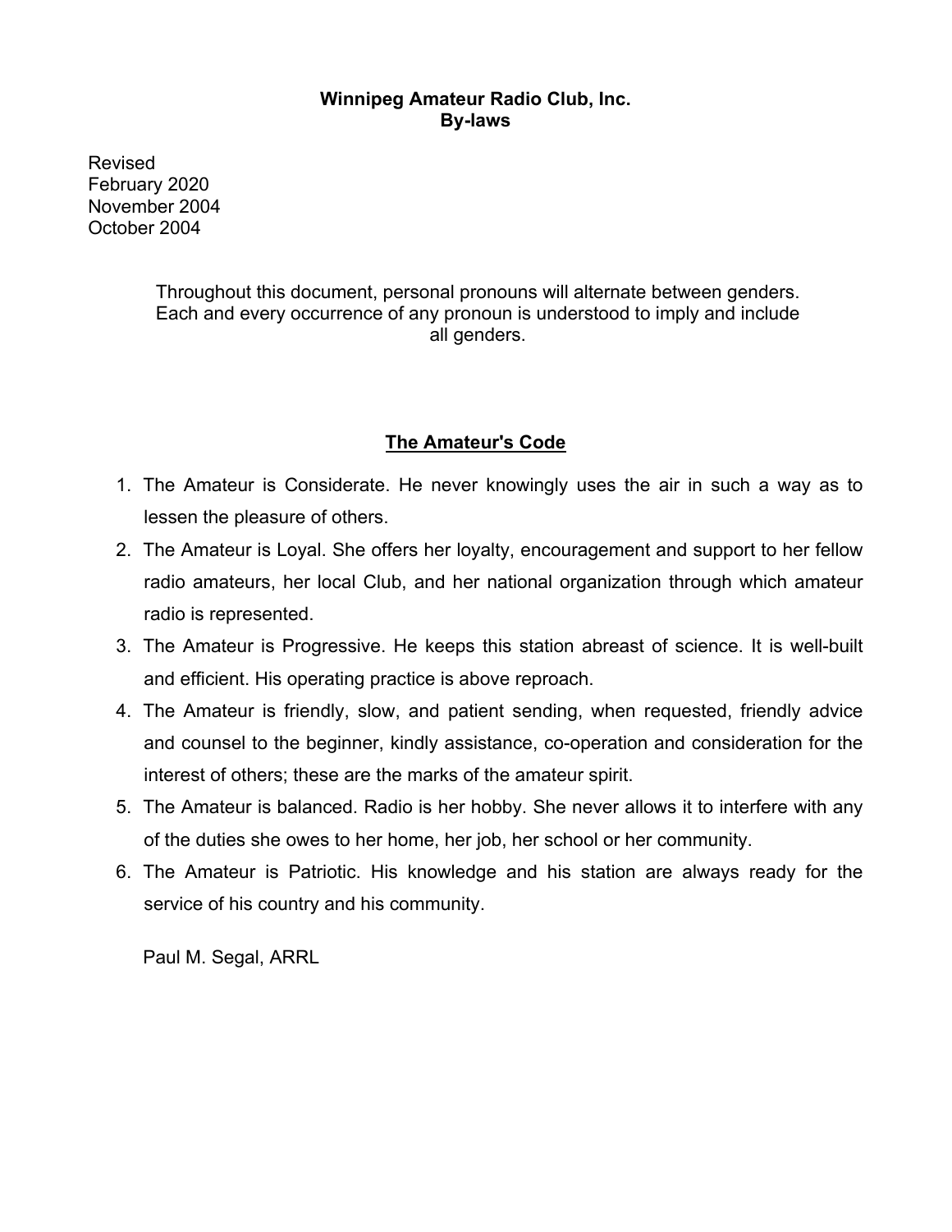**Winnipeg Amateur Radio Club, Inc.**
**By-laws**

Revised
February 2020
November 2004
October 2004

Throughout this document, personal pronouns will alternate between genders. Each and every occurrence of any pronoun is understood to imply and include all genders.

## The Amateur's Code

1. The Amateur is Considerate. He never knowingly uses the air in such a way as to lessen the pleasure of others.
2. The Amateur is Loyal. She offers her loyalty, encouragement and support to her fellow radio amateurs, her local Club, and her national organization through which amateur radio is represented.
3. The Amateur is Progressive. He keeps this station abreast of science. It is well-built and efficient. His operating practice is above reproach.
4. The Amateur is friendly, slow, and patient sending, when requested, friendly advice and counsel to the beginner, kindly assistance, co-operation and consideration for the interest of others; these are the marks of the amateur spirit.
5. The Amateur is balanced. Radio is her hobby. She never allows it to interfere with any of the duties she owes to her home, her job, her school or her community.
6. The Amateur is Patriotic. His knowledge and his station are always ready for the service of his country and his community.

Paul M. Segal, ARRL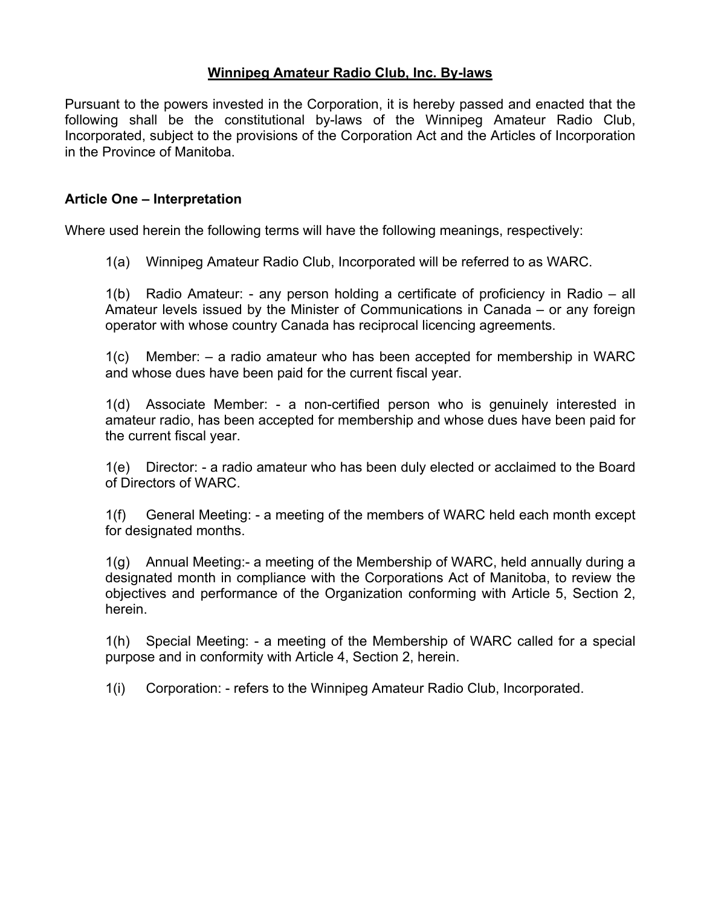# Winnipeg Amateur Radio Club, Inc. By-laws

Pursuant to the powers invested in the Corporation, it is hereby passed and enacted that the following shall be the constitutional by-laws of the Winnipeg Amateur Radio Club, Incorporated, subject to the provisions of the Corporation Act and the Articles of Incorporation in the Province of Manitoba.

## Article One – Interpretation

Where used herein the following terms will have the following meanings, respectively:

1(a) Winnipeg Amateur Radio Club, Incorporated will be referred to as WARC.

1(b) Radio Amateur: - any person holding a certificate of proficiency in Radio – all Amateur levels issued by the Minister of Communications in Canada – or any foreign operator with whose country Canada has reciprocal licencing agreements.

1(c) Member: – a radio amateur who has been accepted for membership in WARC and whose dues have been paid for the current fiscal year.

1(d) Associate Member: - a non-certified person who is genuinely interested in amateur radio, has been accepted for membership and whose dues have been paid for the current fiscal year.

1(e) Director: - a radio amateur who has been duly elected or acclaimed to the Board of Directors of WARC.

1(f) General Meeting: - a meeting of the members of WARC held each month except for designated months.

1(g) Annual Meeting:- a meeting of the Membership of WARC, held annually during a designated month in compliance with the Corporations Act of Manitoba, to review the objectives and performance of the Organization conforming with Article 5, Section 2, herein.

1(h) Special Meeting: - a meeting of the Membership of WARC called for a special purpose and in conformity with Article 4, Section 2, herein.

1(i) Corporation: - refers to the Winnipeg Amateur Radio Club, Incorporated.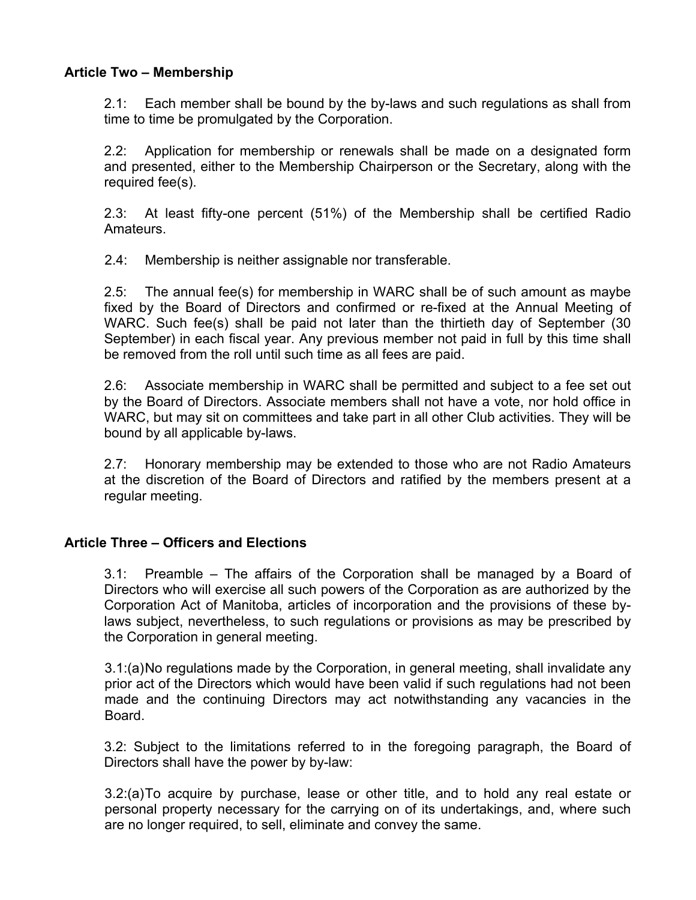**Article Two – Membership**

2.1: Each member shall be bound by the by-laws and such regulations as shall from time to time be promulgated by the Corporation.

2.2: Application for membership or renewals shall be made on a designated form and presented, either to the Membership Chairperson or the Secretary, along with the required fee(s).

2.3: At least fifty-one percent (51%) of the Membership shall be certified Radio Amateurs.

2.4: Membership is neither assignable nor transferable.

2.5: The annual fee(s) for membership in WARC shall be of such amount as maybe fixed by the Board of Directors and confirmed or re-fixed at the Annual Meeting of WARC. Such fee(s) shall be paid not later than the thirtieth day of September (30 September) in each fiscal year. Any previous member not paid in full by this time shall be removed from the roll until such time as all fees are paid.

2.6: Associate membership in WARC shall be permitted and subject to a fee set out by the Board of Directors. Associate members shall not have a vote, nor hold office in WARC, but may sit on committees and take part in all other Club activities. They will be bound by all applicable by-laws.

2.7: Honorary membership may be extended to those who are not Radio Amateurs at the discretion of the Board of Directors and ratified by the members present at a regular meeting.

**Article Three – Officers and Elections**

3.1: Preamble – The affairs of the Corporation shall be managed by a Board of Directors who will exercise all such powers of the Corporation as are authorized by the Corporation Act of Manitoba, articles of incorporation and the provisions of these by-laws subject, nevertheless, to such regulations or provisions as may be prescribed by the Corporation in general meeting.

3.1:(a) No regulations made by the Corporation, in general meeting, shall invalidate any prior act of the Directors which would have been valid if such regulations had not been made and the continuing Directors may act notwithstanding any vacancies in the Board.

3.2: Subject to the limitations referred to in the foregoing paragraph, the Board of Directors shall have the power by by-law:

3.2:(a) To acquire by purchase, lease or other title, and to hold any real estate or personal property necessary for the carrying on of its undertakings, and, where such are no longer required, to sell, eliminate and convey the same.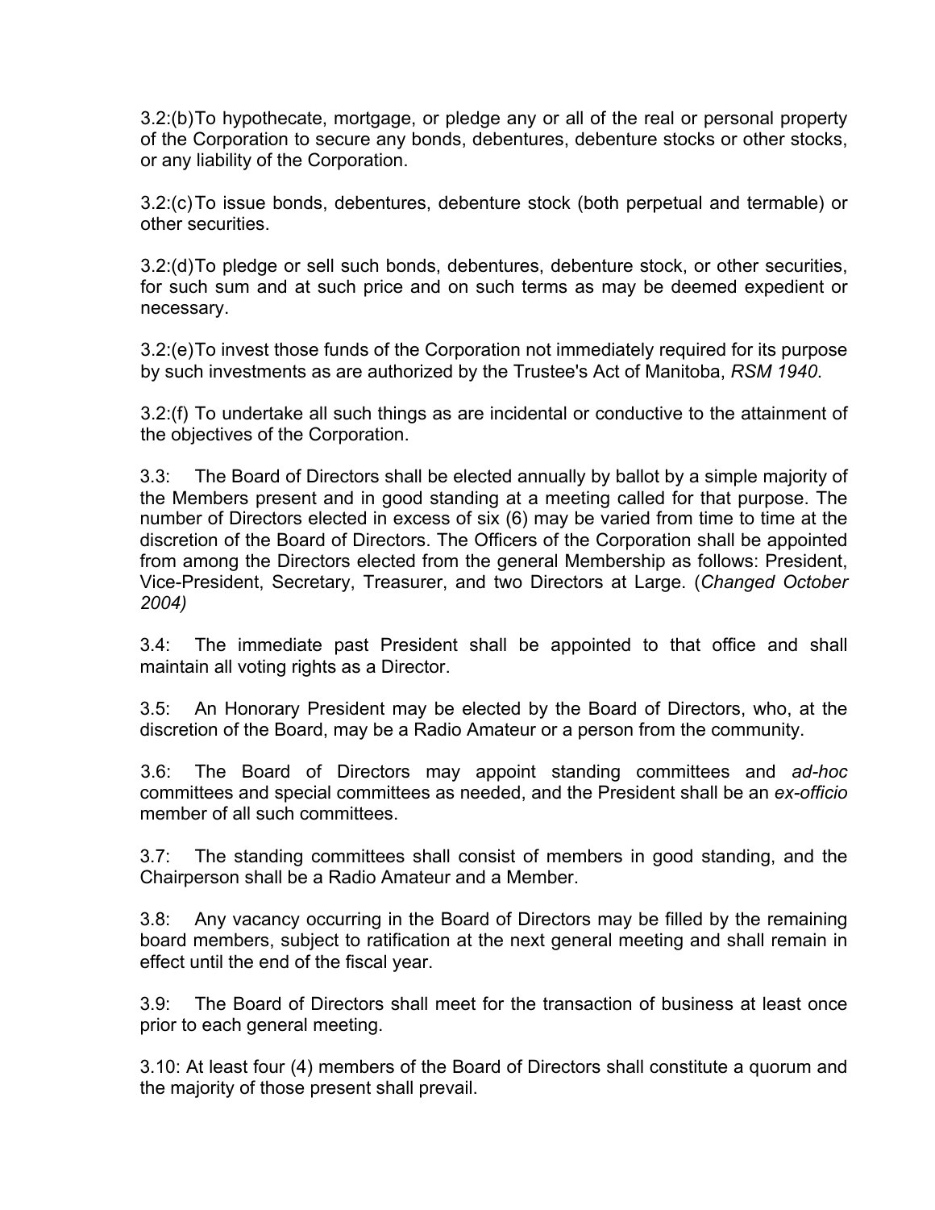3.2:(b) To hypothecate, mortgage, or pledge any or all of the real or personal property of the Corporation to secure any bonds, debentures, debenture stocks or other stocks, or any liability of the Corporation.

3.2:(c) To issue bonds, debentures, debenture stock (both perpetual and termable) or other securities.

3.2:(d) To pledge or sell such bonds, debentures, debenture stock, or other securities, for such sum and at such price and on such terms as may be deemed expedient or necessary.

3.2:(e) To invest those funds of the Corporation not immediately required for its purpose by such investments as are authorized by the Trustee's Act of Manitoba, *RSM 1940*.

3.2:(f) To undertake all such things as are incidental or conductive to the attainment of the objectives of the Corporation.

3.3: The Board of Directors shall be elected annually by ballot by a simple majority of the Members present and in good standing at a meeting called for that purpose. The number of Directors elected in excess of six (6) may be varied from time to time at the discretion of the Board of Directors. The Officers of the Corporation shall be appointed from among the Directors elected from the general Membership as follows: President, Vice-President, Secretary, Treasurer, and two Directors at Large. (*Changed October 2004)*

3.4: The immediate past President shall be appointed to that office and shall maintain all voting rights as a Director.

3.5: An Honorary President may be elected by the Board of Directors, who, at the discretion of the Board, may be a Radio Amateur or a person from the community.

3.6: The Board of Directors may appoint standing committees and *ad-hoc* committees and special committees as needed, and the President shall be an *ex-officio* member of all such committees.

3.7: The standing committees shall consist of members in good standing, and the Chairperson shall be a Radio Amateur and a Member.

3.8: Any vacancy occurring in the Board of Directors may be filled by the remaining board members, subject to ratification at the next general meeting and shall remain in effect until the end of the fiscal year.

3.9: The Board of Directors shall meet for the transaction of business at least once prior to each general meeting.

3.10: At least four (4) members of the Board of Directors shall constitute a quorum and the majority of those present shall prevail.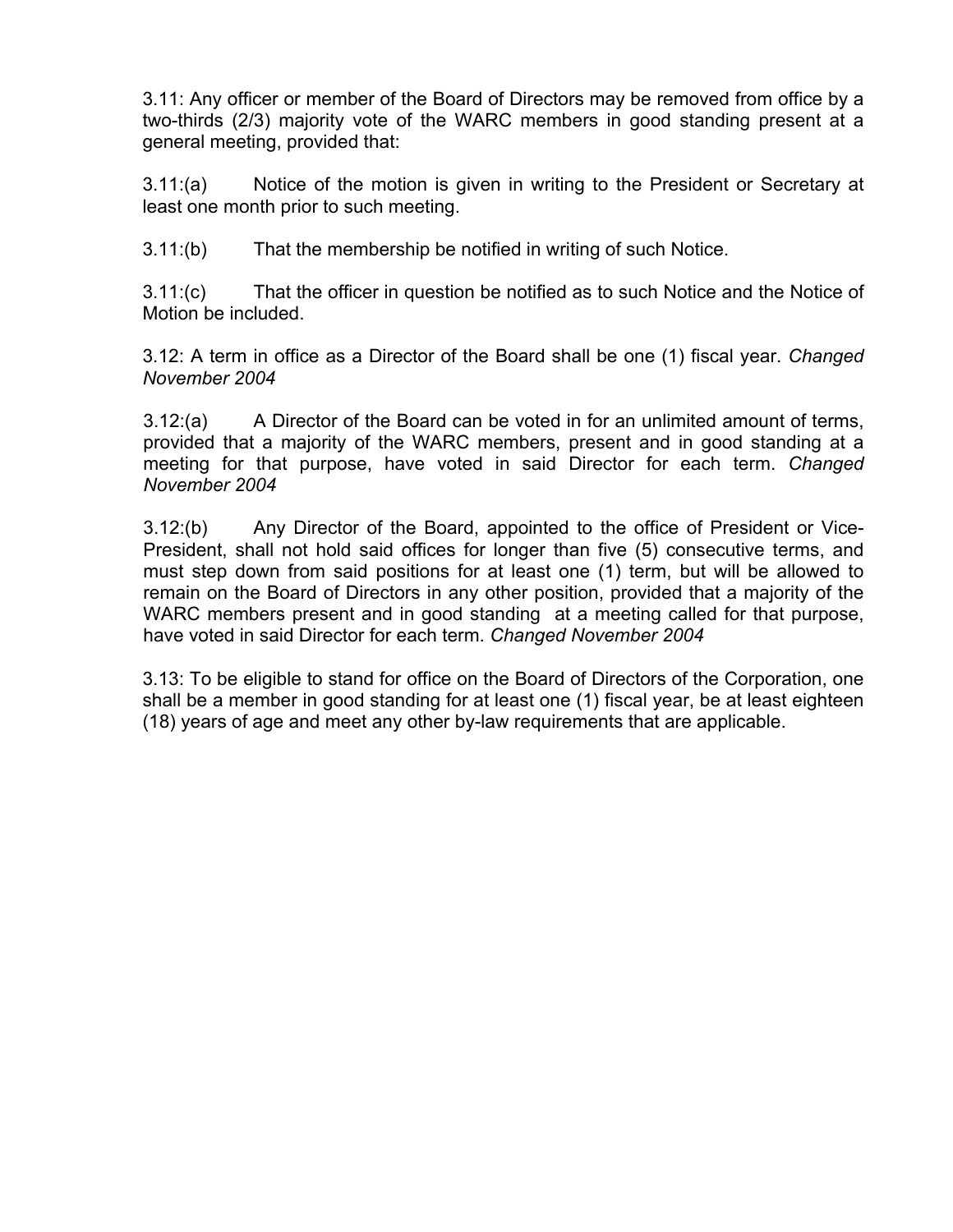3.11: Any officer or member of the Board of Directors may be removed from office by a two-thirds (2/3) majority vote of the WARC members in good standing present at a general meeting, provided that:

3.11:(a) Notice of the motion is given in writing to the President or Secretary at least one month prior to such meeting.

3.11:(b) That the membership be notified in writing of such Notice.

3.11:(c) That the officer in question be notified as to such Notice and the Notice of Motion be included.

3.12: A term in office as a Director of the Board shall be one (1) fiscal year. *Changed November 2004*

3.12:(a) A Director of the Board can be voted in for an unlimited amount of terms, provided that a majority of the WARC members, present and in good standing at a meeting for that purpose, have voted in said Director for each term. *Changed November 2004*

3.12:(b) Any Director of the Board, appointed to the office of President or Vice-President, shall not hold said offices for longer than five (5) consecutive terms, and must step down from said positions for at least one (1) term, but will be allowed to remain on the Board of Directors in any other position, provided that a majority of the WARC members present and in good standing at a meeting called for that purpose, have voted in said Director for each term. *Changed November 2004*

3.13: To be eligible to stand for office on the Board of Directors of the Corporation, one shall be a member in good standing for at least one (1) fiscal year, be at least eighteen (18) years of age and meet any other by-law requirements that are applicable.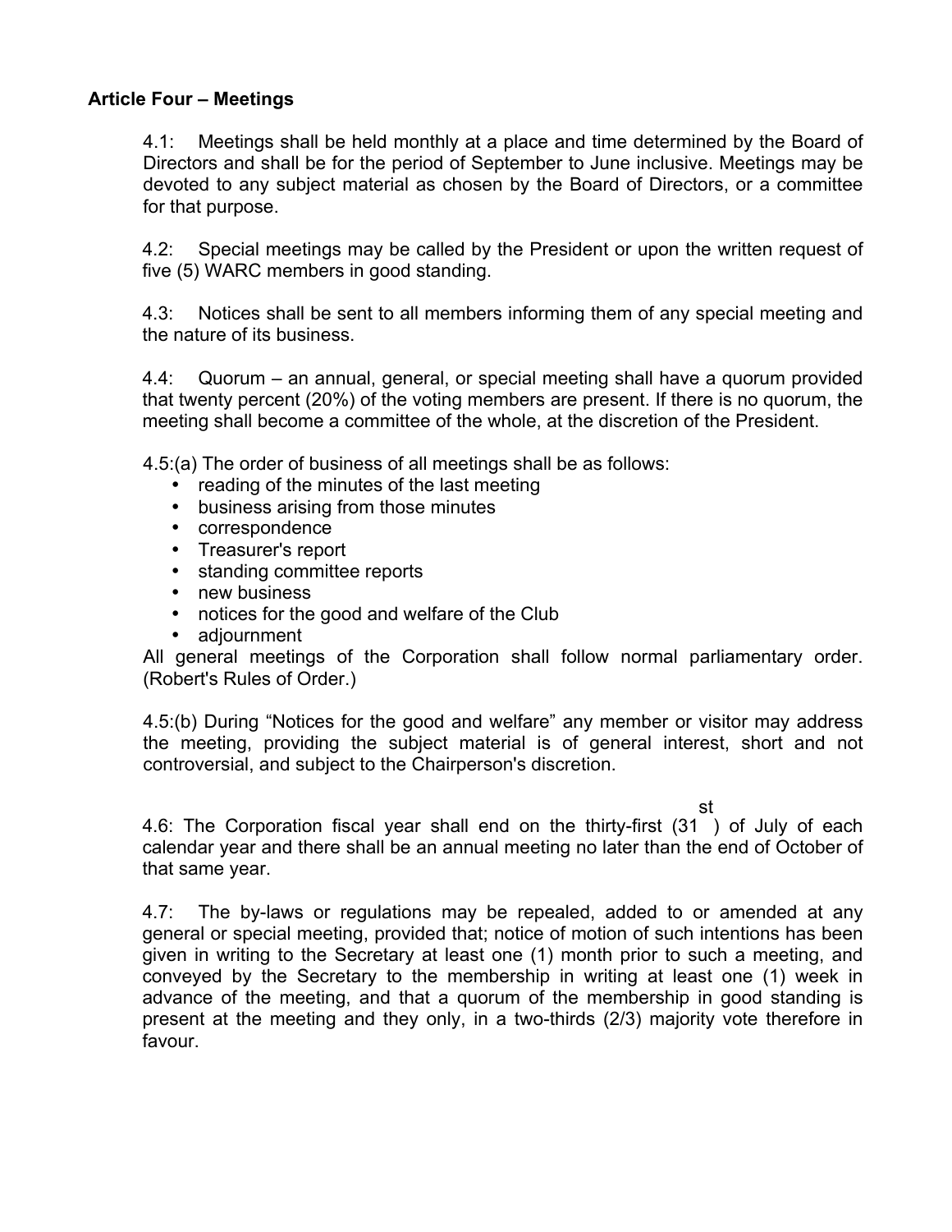**Article Four – Meetings**

4.1: Meetings shall be held monthly at a place and time determined by the Board of Directors and shall be for the period of September to June inclusive. Meetings may be devoted to any subject material as chosen by the Board of Directors, or a committee for that purpose.

4.2: Special meetings may be called by the President or upon the written request of five (5) WARC members in good standing.

4.3: Notices shall be sent to all members informing them of any special meeting and the nature of its business.

4.4: Quorum – an annual, general, or special meeting shall have a quorum provided that twenty percent (20%) of the voting members are present. If there is no quorum, the meeting shall become a committee of the whole, at the discretion of the President.

4.5:(a) The order of business of all meetings shall be as follows:

- reading of the minutes of the last meeting
- business arising from those minutes
- correspondence
- Treasurer's report
- standing committee reports
- new business
- notices for the good and welfare of the Club
- adjournment

All general meetings of the Corporation shall follow normal parliamentary order. (Robert's Rules of Order.)

4.5:(b) During "Notices for the good and welfare" any member or visitor may address the meeting, providing the subject material is of general interest, short and not controversial, and subject to the Chairperson's discretion.

4.6: The Corporation fiscal year shall end on the thirty-first (31st) of July of each calendar year and there shall be an annual meeting no later than the end of October of that same year.

4.7: The by-laws or regulations may be repealed, added to or amended at any general or special meeting, provided that; notice of motion of such intentions has been given in writing to the Secretary at least one (1) month prior to such a meeting, and conveyed by the Secretary to the membership in writing at least one (1) week in advance of the meeting, and that a quorum of the membership in good standing is present at the meeting and they only, in a two-thirds (2/3) majority vote therefore in favour.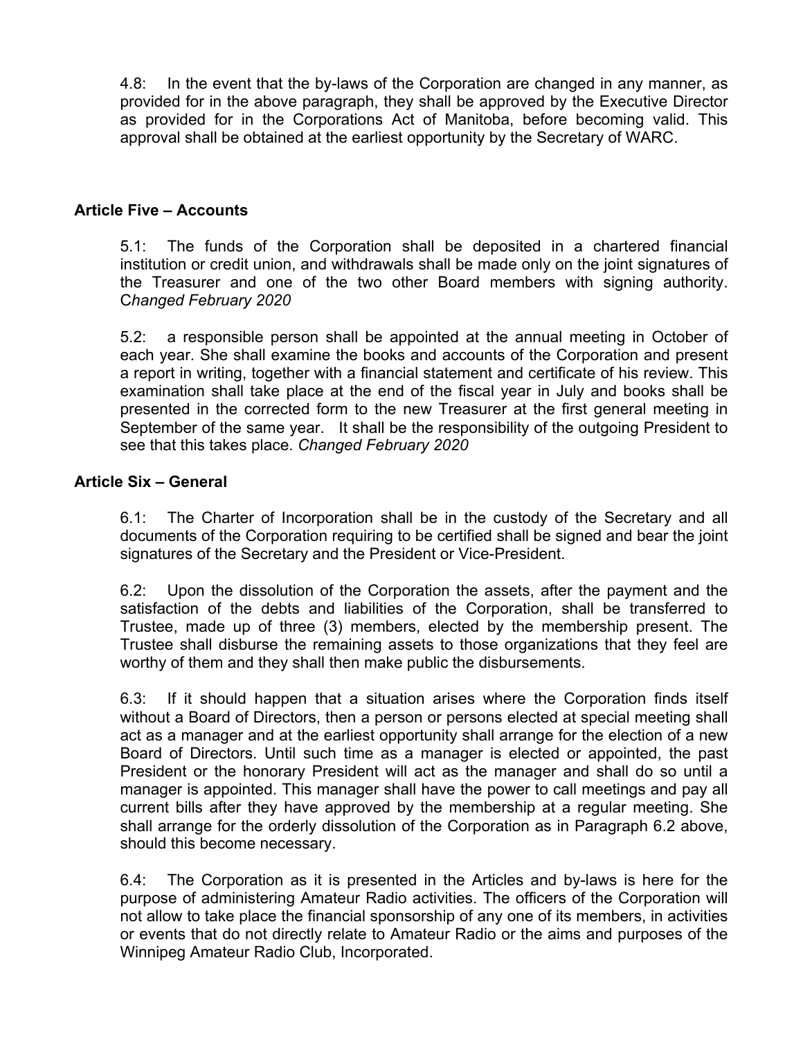4.8: In the event that the by-laws of the Corporation are changed in any manner, as provided for in the above paragraph, they shall be approved by the Executive Director as provided for in the Corporations Act of Manitoba, before becoming valid. This approval shall be obtained at the earliest opportunity by the Secretary of WARC.

## Article Five – Accounts

5.1: The funds of the Corporation shall be deposited in a chartered financial institution or credit union, and withdrawals shall be made only on the joint signatures of the Treasurer and one of the two other Board members with signing authority. C*hanged February 2020*

5.2: a responsible person shall be appointed at the annual meeting in October of each year. She shall examine the books and accounts of the Corporation and present a report in writing, together with a financial statement and certificate of his review. This examination shall take place at the end of the fiscal year in July and books shall be presented in the corrected form to the new Treasurer at the first general meeting in September of the same year. It shall be the responsibility of the outgoing President to see that this takes place. *Changed February 2020*

## Article Six – General

6.1: The Charter of Incorporation shall be in the custody of the Secretary and all documents of the Corporation requiring to be certified shall be signed and bear the joint signatures of the Secretary and the President or Vice-President.

6.2: Upon the dissolution of the Corporation the assets, after the payment and the satisfaction of the debts and liabilities of the Corporation, shall be transferred to Trustee, made up of three (3) members, elected by the membership present. The Trustee shall disburse the remaining assets to those organizations that they feel are worthy of them and they shall then make public the disbursements.

6.3: If it should happen that a situation arises where the Corporation finds itself without a Board of Directors, then a person or persons elected at special meeting shall act as a manager and at the earliest opportunity shall arrange for the election of a new Board of Directors. Until such time as a manager is elected or appointed, the past President or the honorary President will act as the manager and shall do so until a manager is appointed. This manager shall have the power to call meetings and pay all current bills after they have approved by the membership at a regular meeting. She shall arrange for the orderly dissolution of the Corporation as in Paragraph 6.2 above, should this become necessary.

6.4: The Corporation as it is presented in the Articles and by-laws is here for the purpose of administering Amateur Radio activities. The officers of the Corporation will not allow to take place the financial sponsorship of any one of its members, in activities or events that do not directly relate to Amateur Radio or the aims and purposes of the Winnipeg Amateur Radio Club, Incorporated.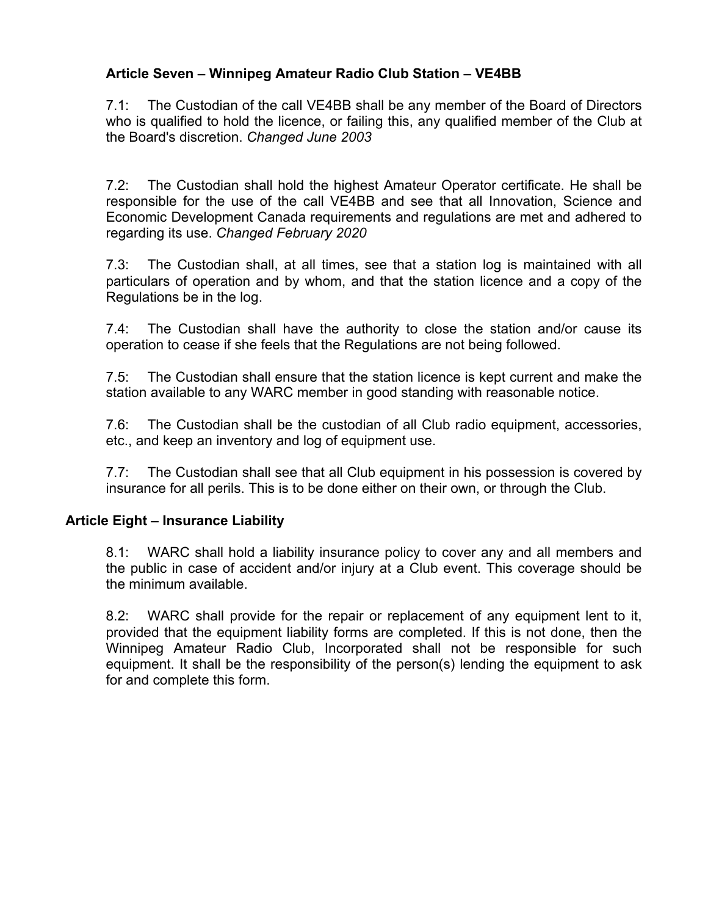### Article Seven – Winnipeg Amateur Radio Club Station – VE4BB

7.1: The Custodian of the call VE4BB shall be any member of the Board of Directors who is qualified to hold the licence, or failing this, any qualified member of the Club at the Board's discretion. *Changed June 2003*

7.2: The Custodian shall hold the highest Amateur Operator certificate. He shall be responsible for the use of the call VE4BB and see that all Innovation, Science and Economic Development Canada requirements and regulations are met and adhered to regarding its use. *Changed February 2020*

7.3: The Custodian shall, at all times, see that a station log is maintained with all particulars of operation and by whom, and that the station licence and a copy of the Regulations be in the log.

7.4: The Custodian shall have the authority to close the station and/or cause its operation to cease if she feels that the Regulations are not being followed.

7.5: The Custodian shall ensure that the station licence is kept current and make the station available to any WARC member in good standing with reasonable notice.

7.6: The Custodian shall be the custodian of all Club radio equipment, accessories, etc., and keep an inventory and log of equipment use.

7.7: The Custodian shall see that all Club equipment in his possession is covered by insurance for all perils. This is to be done either on their own, or through the Club.

### Article Eight – Insurance Liability

8.1: WARC shall hold a liability insurance policy to cover any and all members and the public in case of accident and/or injury at a Club event. This coverage should be the minimum available.

8.2: WARC shall provide for the repair or replacement of any equipment lent to it, provided that the equipment liability forms are completed. If this is not done, then the Winnipeg Amateur Radio Club, Incorporated shall not be responsible for such equipment. It shall be the responsibility of the person(s) lending the equipment to ask for and complete this form.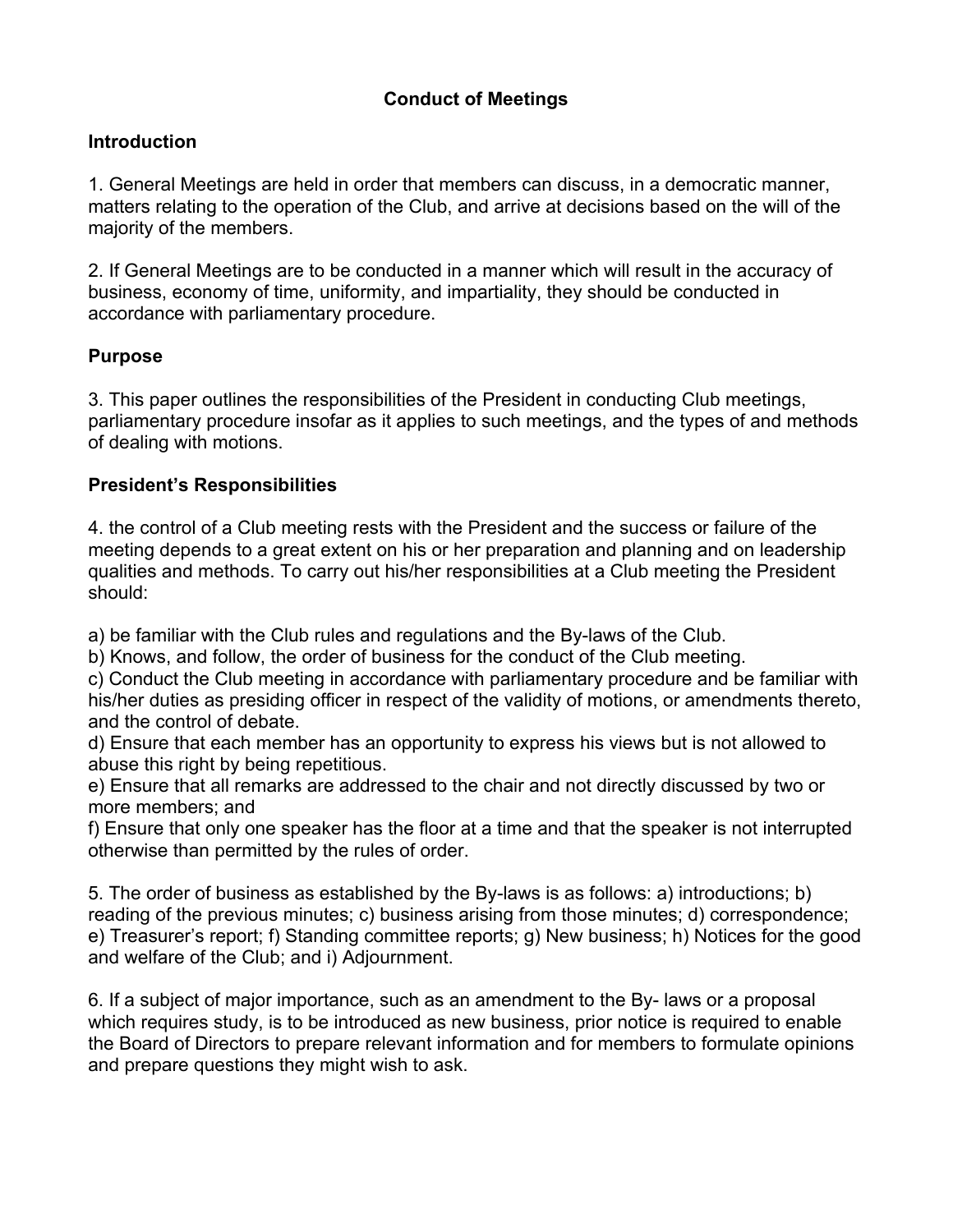# Conduct of Meetings

## Introduction

1. General Meetings are held in order that members can discuss, in a democratic manner, matters relating to the operation of the Club, and arrive at decisions based on the will of the majority of the members.

2. If General Meetings are to be conducted in a manner which will result in the accuracy of business, economy of time, uniformity, and impartiality, they should be conducted in accordance with parliamentary procedure.

## Purpose

3. This paper outlines the responsibilities of the President in conducting Club meetings, parliamentary procedure insofar as it applies to such meetings, and the types of and methods of dealing with motions.

## President's Responsibilities

4. the control of a Club meeting rests with the President and the success or failure of the meeting depends to a great extent on his or her preparation and planning and on leadership qualities and methods. To carry out his/her responsibilities at a Club meeting the President should:

a) be familiar with the Club rules and regulations and the By-laws of the Club.
b) Knows, and follow, the order of business for the conduct of the Club meeting.
c) Conduct the Club meeting in accordance with parliamentary procedure and be familiar with his/her duties as presiding officer in respect of the validity of motions, or amendments thereto, and the control of debate.
d) Ensure that each member has an opportunity to express his views but is not allowed to abuse this right by being repetitious.
e) Ensure that all remarks are addressed to the chair and not directly discussed by two or more members; and
f) Ensure that only one speaker has the floor at a time and that the speaker is not interrupted otherwise than permitted by the rules of order.

5. The order of business as established by the By-laws is as follows: a) introductions; b) reading of the previous minutes; c) business arising from those minutes; d) correspondence; e) Treasurer's report; f) Standing committee reports; g) New business; h) Notices for the good and welfare of the Club; and i) Adjournment.

6. If a subject of major importance, such as an amendment to the By- laws or a proposal which requires study, is to be introduced as new business, prior notice is required to enable the Board of Directors to prepare relevant information and for members to formulate opinions and prepare questions they might wish to ask.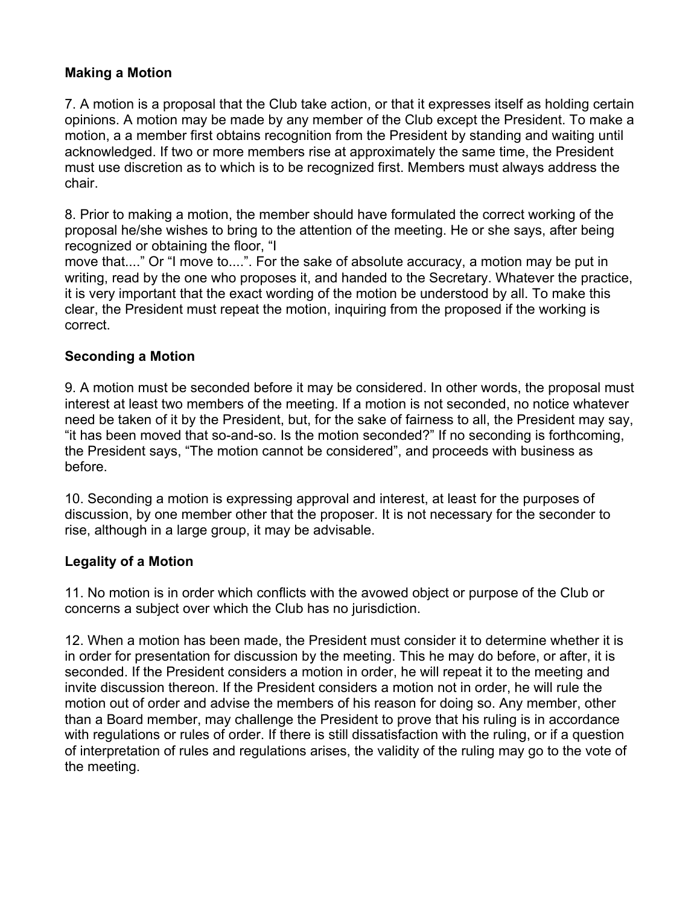**Making a Motion**

7. A motion is a proposal that the Club take action, or that it expresses itself as holding certain opinions. A motion may be made by any member of the Club except the President. To make a motion, a a member first obtains recognition from the President by standing and waiting until acknowledged. If two or more members rise at approximately the same time, the President must use discretion as to which is to be recognized first. Members must always address the chair.

8. Prior to making a motion, the member should have formulated the correct working of the proposal he/she wishes to bring to the attention of the meeting. He or she says, after being recognized or obtaining the floor, "I move that...." Or "I move to....". For the sake of absolute accuracy, a motion may be put in writing, read by the one who proposes it, and handed to the Secretary. Whatever the practice, it is very important that the exact wording of the motion be understood by all. To make this clear, the President must repeat the motion, inquiring from the proposed if the working is correct.

**Seconding a Motion**

9. A motion must be seconded before it may be considered. In other words, the proposal must interest at least two members of the meeting. If a motion is not seconded, no notice whatever need be taken of it by the President, but, for the sake of fairness to all, the President may say, "it has been moved that so-and-so. Is the motion seconded?" If no seconding is forthcoming, the President says, "The motion cannot be considered", and proceeds with business as before.

10. Seconding a motion is expressing approval and interest, at least for the purposes of discussion, by one member other that the proposer. It is not necessary for the seconder to rise, although in a large group, it may be advisable.

**Legality of a Motion**

11. No motion is in order which conflicts with the avowed object or purpose of the Club or concerns a subject over which the Club has no jurisdiction.

12. When a motion has been made, the President must consider it to determine whether it is in order for presentation for discussion by the meeting. This he may do before, or after, it is seconded. If the President considers a motion in order, he will repeat it to the meeting and invite discussion thereon. If the President considers a motion not in order, he will rule the motion out of order and advise the members of his reason for doing so. Any member, other than a Board member, may challenge the President to prove that his ruling is in accordance with regulations or rules of order. If there is still dissatisfaction with the ruling, or if a question of interpretation of rules and regulations arises, the validity of the ruling may go to the vote of the meeting.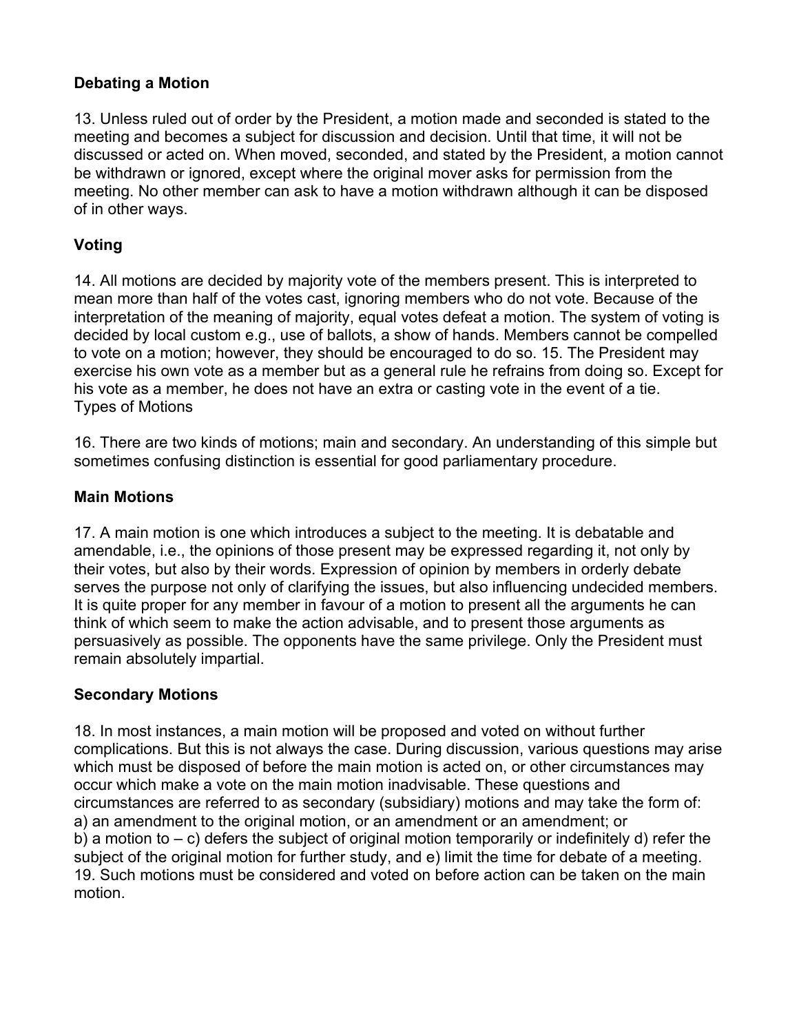**Debating a Motion**

13. Unless ruled out of order by the President, a motion made and seconded is stated to the meeting and becomes a subject for discussion and decision. Until that time, it will not be discussed or acted on. When moved, seconded, and stated by the President, a motion cannot be withdrawn or ignored, except where the original mover asks for permission from the meeting. No other member can ask to have a motion withdrawn although it can be disposed of in other ways.

**Voting**

14. All motions are decided by majority vote of the members present. This is interpreted to mean more than half of the votes cast, ignoring members who do not vote. Because of the interpretation of the meaning of majority, equal votes defeat a motion. The system of voting is decided by local custom e.g., use of ballots, a show of hands. Members cannot be compelled to vote on a motion; however, they should be encouraged to do so. 15. The President may exercise his own vote as a member but as a general rule he refrains from doing so. Except for his vote as a member, he does not have an extra or casting vote in the event of a tie.
Types of Motions

16. There are two kinds of motions; main and secondary. An understanding of this simple but sometimes confusing distinction is essential for good parliamentary procedure.

**Main Motions**

17. A main motion is one which introduces a subject to the meeting. It is debatable and amendable, i.e., the opinions of those present may be expressed regarding it, not only by their votes, but also by their words. Expression of opinion by members in orderly debate serves the purpose not only of clarifying the issues, but also influencing undecided members. It is quite proper for any member in favour of a motion to present all the arguments he can think of which seem to make the action advisable, and to present those arguments as persuasively as possible. The opponents have the same privilege. Only the President must remain absolutely impartial.

**Secondary Motions**

18. In most instances, a main motion will be proposed and voted on without further complications. But this is not always the case. During discussion, various questions may arise which must be disposed of before the main motion is acted on, or other circumstances may occur which make a vote on the main motion inadvisable. These questions and circumstances are referred to as secondary (subsidiary) motions and may take the form of:
a) an amendment to the original motion, or an amendment or an amendment; or
b) a motion to – c) defers the subject of original motion temporarily or indefinitely d) refer the subject of the original motion for further study, and e) limit the time for debate of a meeting.
19. Such motions must be considered and voted on before action can be taken on the main motion.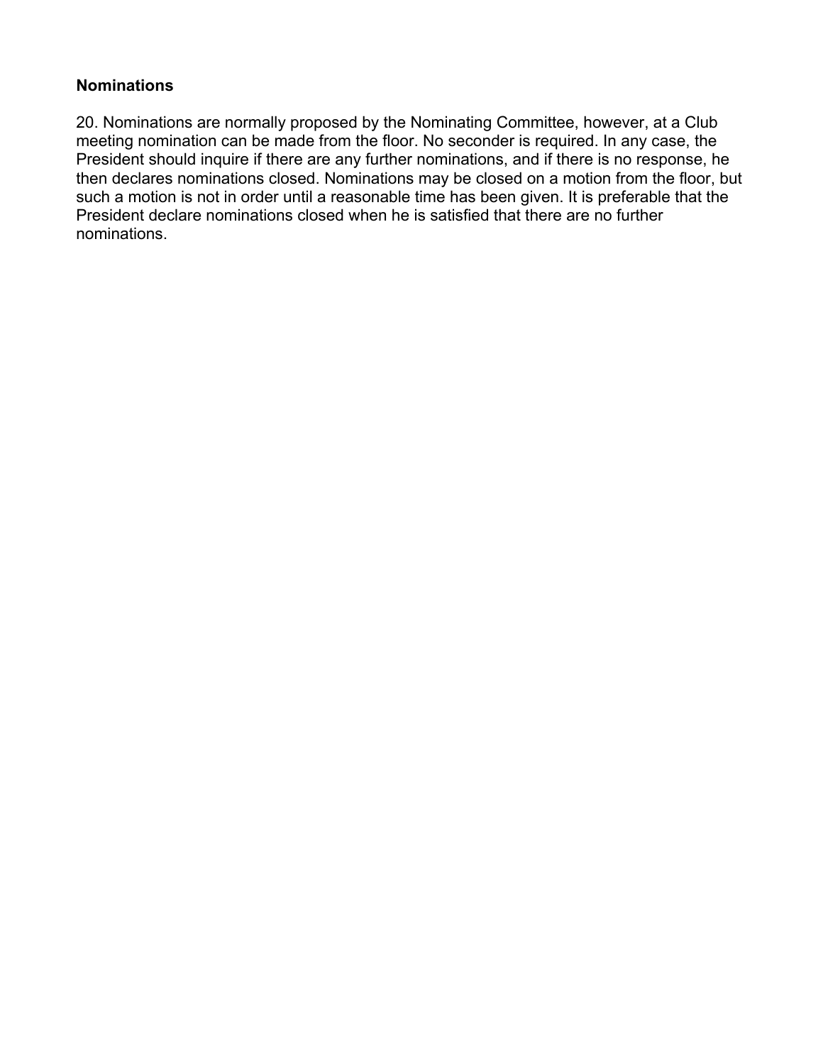**Nominations**

20. Nominations are normally proposed by the Nominating Committee, however, at a Club meeting nomination can be made from the floor. No seconder is required. In any case, the President should inquire if there are any further nominations, and if there is no response, he then declares nominations closed. Nominations may be closed on a motion from the floor, but such a motion is not in order until a reasonable time has been given. It is preferable that the President declare nominations closed when he is satisfied that there are no further nominations.